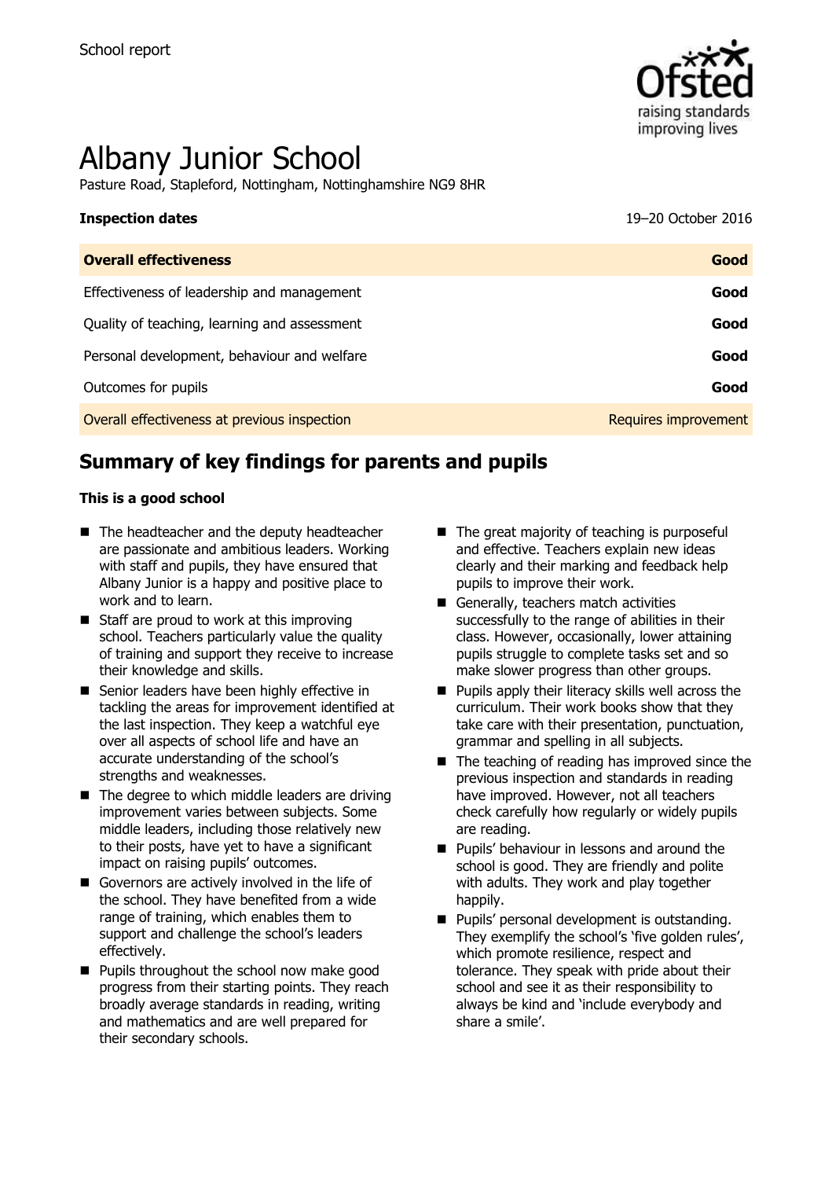School report

# Albany Junior School

Pasture Road, Stapleford, Nottingham, Nottinghamshire NG9 8HR

| **Inspection dates** | 19–20 October 2016 |
| --- | --- |
| **Overall effectiveness** | **Good** |
| Effectiveness of leadership and management | **Good** |
| Quality of teaching, learning and assessment | **Good** |
| Personal development, behaviour and welfare | **Good** |
| Outcomes for pupils | **Good** |
| Overall effectiveness at previous inspection | Requires improvement |

## Summary of key findings for parents and pupils

**This is a good school**

- The headteacher and the deputy headteacher are passionate and ambitious leaders. Working with staff and pupils, they have ensured that Albany Junior is a happy and positive place to work and to learn.
- Staff are proud to work at this improving school. Teachers particularly value the quality of training and support they receive to increase their knowledge and skills.
- Senior leaders have been highly effective in tackling the areas for improvement identified at the last inspection. They keep a watchful eye over all aspects of school life and have an accurate understanding of the school's strengths and weaknesses.
- The degree to which middle leaders are driving improvement varies between subjects. Some middle leaders, including those relatively new to their posts, have yet to have a significant impact on raising pupils' outcomes.
- Governors are actively involved in the life of the school. They have benefited from a wide range of training, which enables them to support and challenge the school's leaders effectively.
- Pupils throughout the school now make good progress from their starting points. They reach broadly average standards in reading, writing and mathematics and are well prepared for their secondary schools.
- The great majority of teaching is purposeful and effective. Teachers explain new ideas clearly and their marking and feedback help pupils to improve their work.
- Generally, teachers match activities successfully to the range of abilities in their class. However, occasionally, lower attaining pupils struggle to complete tasks set and so make slower progress than other groups.
- Pupils apply their literacy skills well across the curriculum. Their work books show that they take care with their presentation, punctuation, grammar and spelling in all subjects.
- The teaching of reading has improved since the previous inspection and standards in reading have improved. However, not all teachers check carefully how regularly or widely pupils are reading.
- Pupils' behaviour in lessons and around the school is good. They are friendly and polite with adults. They work and play together happily.
- Pupils' personal development is outstanding. They exemplify the school's 'five golden rules', which promote resilience, respect and tolerance. They speak with pride about their school and see it as their responsibility to always be kind and 'include everybody and share a smile'.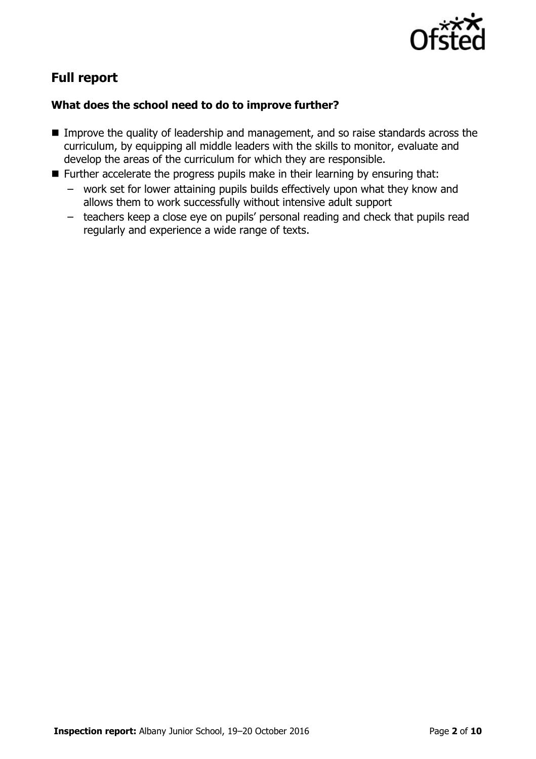## Full report

### What does the school need to do to improve further?

- Improve the quality of leadership and management, and so raise standards across the curriculum, by equipping all middle leaders with the skills to monitor, evaluate and develop the areas of the curriculum for which they are responsible.
- Further accelerate the progress pupils make in their learning by ensuring that:
  - work set for lower attaining pupils builds effectively upon what they know and allows them to work successfully without intensive adult support
  - teachers keep a close eye on pupils' personal reading and check that pupils read regularly and experience a wide range of texts.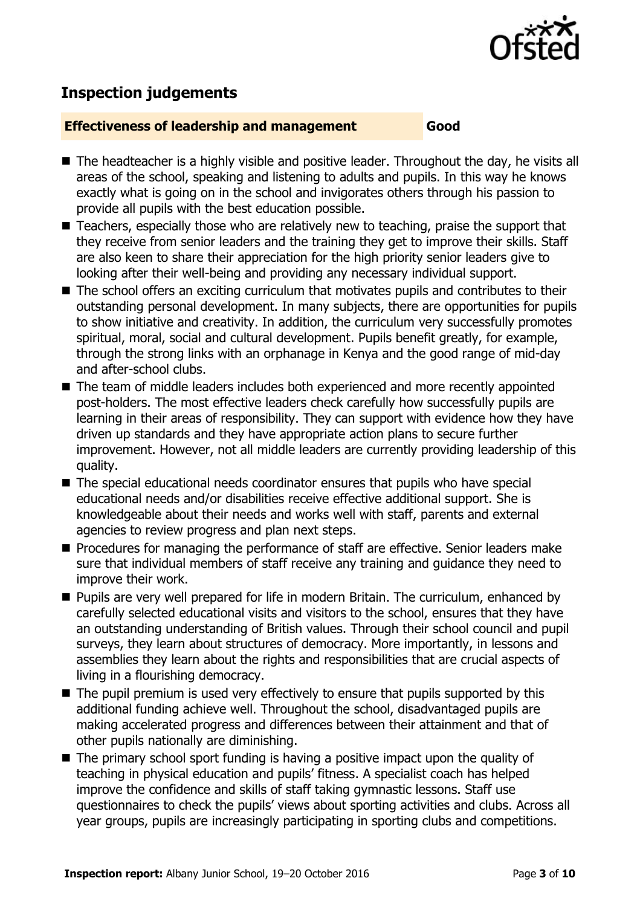## Inspection judgements

**Effectiveness of leadership and management** **Good**

- The headteacher is a highly visible and positive leader. Throughout the day, he visits all areas of the school, speaking and listening to adults and pupils. In this way he knows exactly what is going on in the school and invigorates others through his passion to provide all pupils with the best education possible.
- Teachers, especially those who are relatively new to teaching, praise the support that they receive from senior leaders and the training they get to improve their skills. Staff are also keen to share their appreciation for the high priority senior leaders give to looking after their well-being and providing any necessary individual support.
- The school offers an exciting curriculum that motivates pupils and contributes to their outstanding personal development. In many subjects, there are opportunities for pupils to show initiative and creativity. In addition, the curriculum very successfully promotes spiritual, moral, social and cultural development. Pupils benefit greatly, for example, through the strong links with an orphanage in Kenya and the good range of mid-day and after-school clubs.
- The team of middle leaders includes both experienced and more recently appointed post-holders. The most effective leaders check carefully how successfully pupils are learning in their areas of responsibility. They can support with evidence how they have driven up standards and they have appropriate action plans to secure further improvement. However, not all middle leaders are currently providing leadership of this quality.
- The special educational needs coordinator ensures that pupils who have special educational needs and/or disabilities receive effective additional support. She is knowledgeable about their needs and works well with staff, parents and external agencies to review progress and plan next steps.
- Procedures for managing the performance of staff are effective. Senior leaders make sure that individual members of staff receive any training and guidance they need to improve their work.
- Pupils are very well prepared for life in modern Britain. The curriculum, enhanced by carefully selected educational visits and visitors to the school, ensures that they have an outstanding understanding of British values. Through their school council and pupil surveys, they learn about structures of democracy. More importantly, in lessons and assemblies they learn about the rights and responsibilities that are crucial aspects of living in a flourishing democracy.
- The pupil premium is used very effectively to ensure that pupils supported by this additional funding achieve well. Throughout the school, disadvantaged pupils are making accelerated progress and differences between their attainment and that of other pupils nationally are diminishing.
- The primary school sport funding is having a positive impact upon the quality of teaching in physical education and pupils' fitness. A specialist coach has helped improve the confidence and skills of staff taking gymnastic lessons. Staff use questionnaires to check the pupils' views about sporting activities and clubs. Across all year groups, pupils are increasingly participating in sporting clubs and competitions.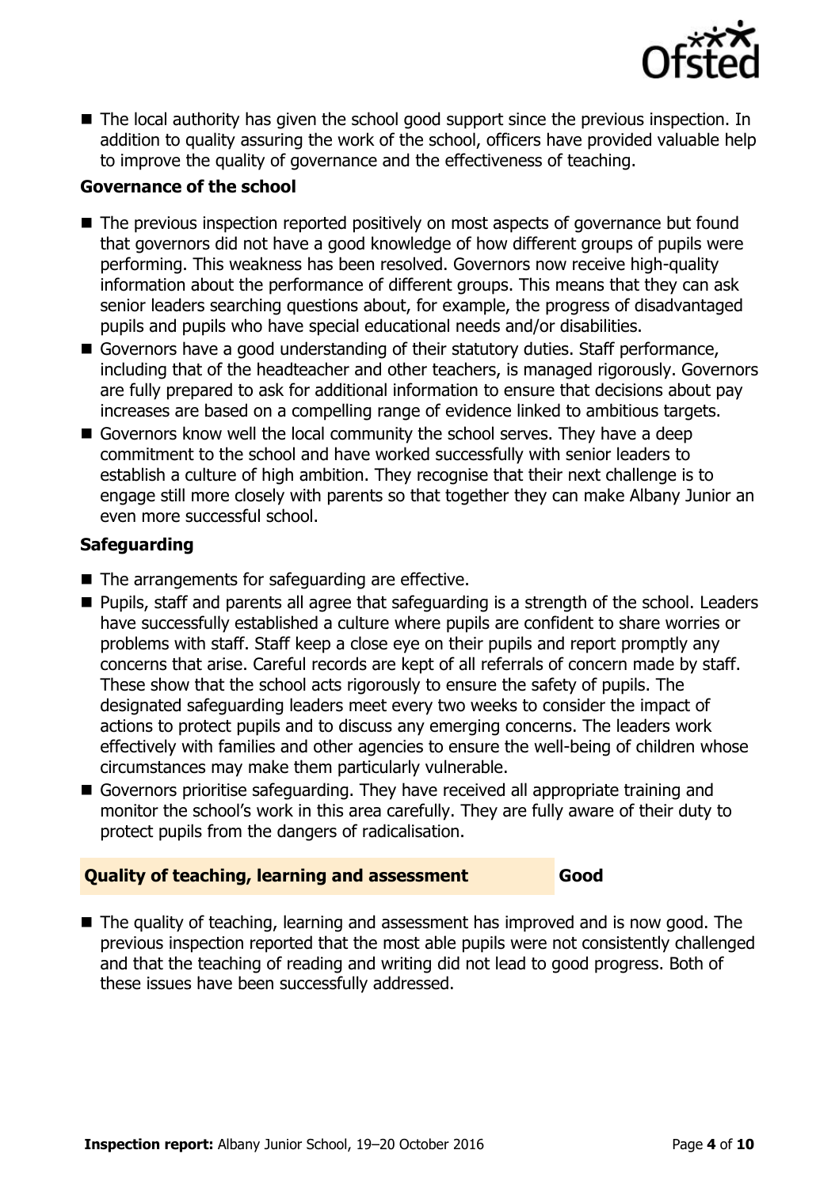- The local authority has given the school good support since the previous inspection. In addition to quality assuring the work of the school, officers have provided valuable help to improve the quality of governance and the effectiveness of teaching.

### Governance of the school

- The previous inspection reported positively on most aspects of governance but found that governors did not have a good knowledge of how different groups of pupils were performing. This weakness has been resolved. Governors now receive high-quality information about the performance of different groups. This means that they can ask senior leaders searching questions about, for example, the progress of disadvantaged pupils and pupils who have special educational needs and/or disabilities.
- Governors have a good understanding of their statutory duties. Staff performance, including that of the headteacher and other teachers, is managed rigorously. Governors are fully prepared to ask for additional information to ensure that decisions about pay increases are based on a compelling range of evidence linked to ambitious targets.
- Governors know well the local community the school serves. They have a deep commitment to the school and have worked successfully with senior leaders to establish a culture of high ambition. They recognise that their next challenge is to engage still more closely with parents so that together they can make Albany Junior an even more successful school.

### Safeguarding

- The arrangements for safeguarding are effective.
- Pupils, staff and parents all agree that safeguarding is a strength of the school. Leaders have successfully established a culture where pupils are confident to share worries or problems with staff. Staff keep a close eye on their pupils and report promptly any concerns that arise. Careful records are kept of all referrals of concern made by staff. These show that the school acts rigorously to ensure the safety of pupils. The designated safeguarding leaders meet every two weeks to consider the impact of actions to protect pupils and to discuss any emerging concerns. The leaders work effectively with families and other agencies to ensure the well-being of children whose circumstances may make them particularly vulnerable.
- Governors prioritise safeguarding. They have received all appropriate training and monitor the school's work in this area carefully. They are fully aware of their duty to protect pupils from the dangers of radicalisation.

## Quality of teaching, learning and assessment — Good

- The quality of teaching, learning and assessment has improved and is now good. The previous inspection reported that the most able pupils were not consistently challenged and that the teaching of reading and writing did not lead to good progress. Both of these issues have been successfully addressed.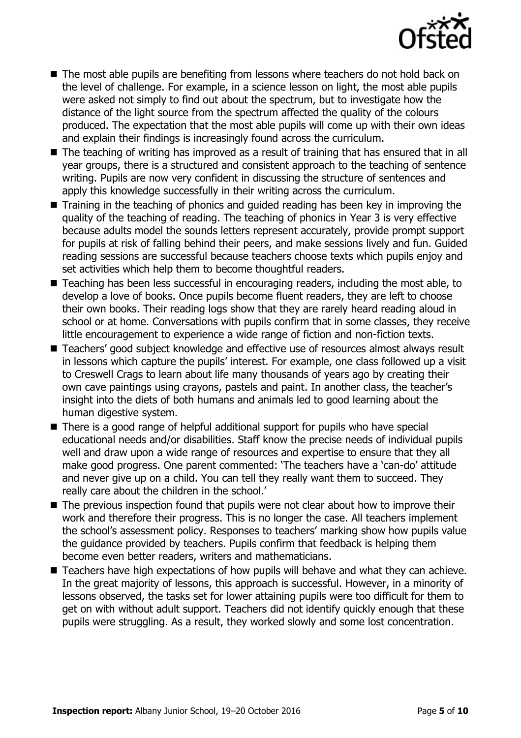- The most able pupils are benefiting from lessons where teachers do not hold back on the level of challenge. For example, in a science lesson on light, the most able pupils were asked not simply to find out about the spectrum, but to investigate how the distance of the light source from the spectrum affected the quality of the colours produced. The expectation that the most able pupils will come up with their own ideas and explain their findings is increasingly found across the curriculum.
- The teaching of writing has improved as a result of training that has ensured that in all year groups, there is a structured and consistent approach to the teaching of sentence writing. Pupils are now very confident in discussing the structure of sentences and apply this knowledge successfully in their writing across the curriculum.
- Training in the teaching of phonics and guided reading has been key in improving the quality of the teaching of reading. The teaching of phonics in Year 3 is very effective because adults model the sounds letters represent accurately, provide prompt support for pupils at risk of falling behind their peers, and make sessions lively and fun. Guided reading sessions are successful because teachers choose texts which pupils enjoy and set activities which help them to become thoughtful readers.
- Teaching has been less successful in encouraging readers, including the most able, to develop a love of books. Once pupils become fluent readers, they are left to choose their own books. Their reading logs show that they are rarely heard reading aloud in school or at home. Conversations with pupils confirm that in some classes, they receive little encouragement to experience a wide range of fiction and non-fiction texts.
- Teachers' good subject knowledge and effective use of resources almost always result in lessons which capture the pupils' interest. For example, one class followed up a visit to Creswell Crags to learn about life many thousands of years ago by creating their own cave paintings using crayons, pastels and paint. In another class, the teacher's insight into the diets of both humans and animals led to good learning about the human digestive system.
- There is a good range of helpful additional support for pupils who have special educational needs and/or disabilities. Staff know the precise needs of individual pupils well and draw upon a wide range of resources and expertise to ensure that they all make good progress. One parent commented: 'The teachers have a 'can-do' attitude and never give up on a child. You can tell they really want them to succeed. They really care about the children in the school.'
- The previous inspection found that pupils were not clear about how to improve their work and therefore their progress. This is no longer the case. All teachers implement the school's assessment policy. Responses to teachers' marking show how pupils value the guidance provided by teachers. Pupils confirm that feedback is helping them become even better readers, writers and mathematicians.
- Teachers have high expectations of how pupils will behave and what they can achieve. In the great majority of lessons, this approach is successful. However, in a minority of lessons observed, the tasks set for lower attaining pupils were too difficult for them to get on with without adult support. Teachers did not identify quickly enough that these pupils were struggling. As a result, they worked slowly and some lost concentration.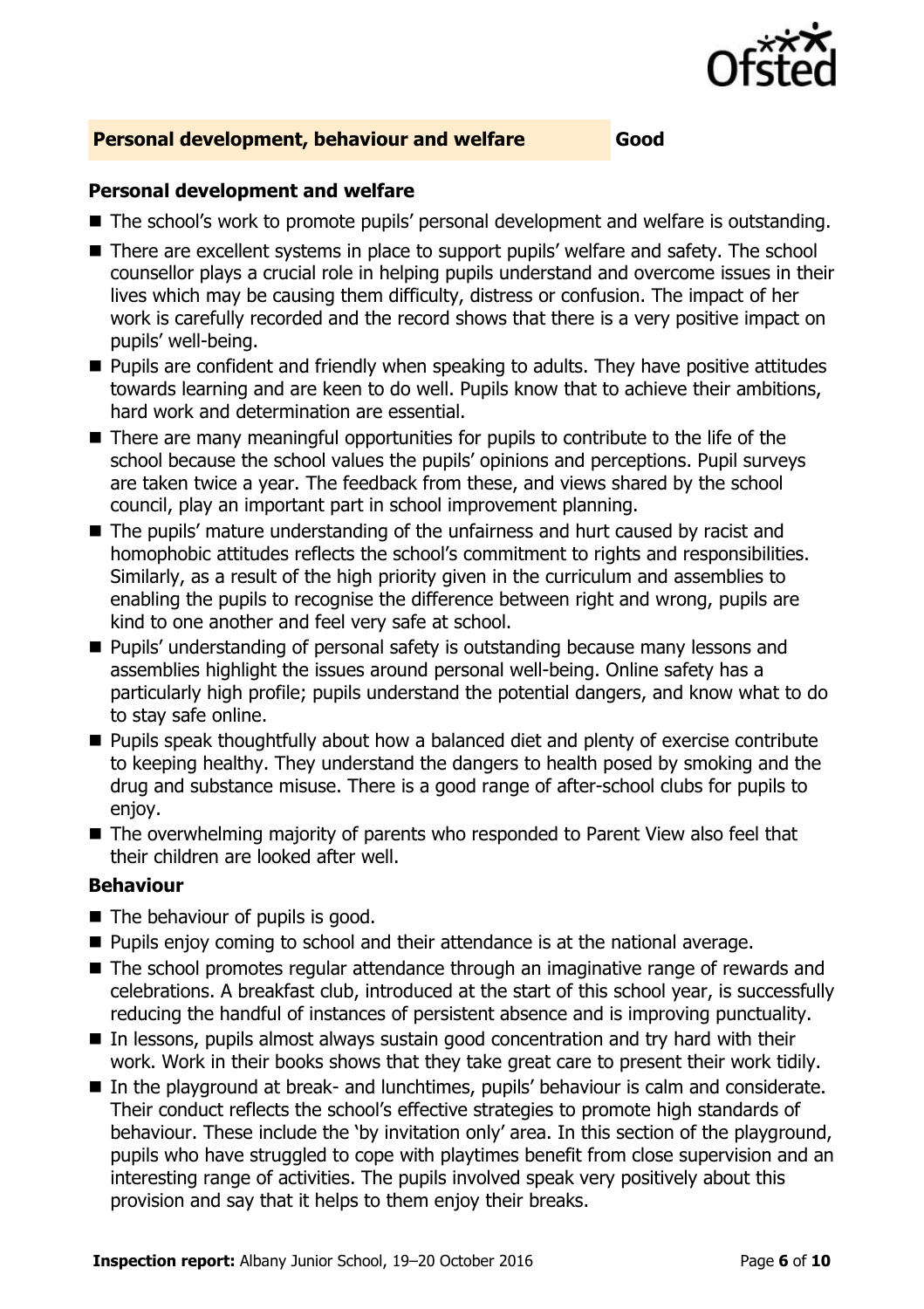## Personal development, behaviour and welfare **Good**

### Personal development and welfare

- The school's work to promote pupils' personal development and welfare is outstanding.
- There are excellent systems in place to support pupils' welfare and safety. The school counsellor plays a crucial role in helping pupils understand and overcome issues in their lives which may be causing them difficulty, distress or confusion. The impact of her work is carefully recorded and the record shows that there is a very positive impact on pupils' well-being.
- Pupils are confident and friendly when speaking to adults. They have positive attitudes towards learning and are keen to do well. Pupils know that to achieve their ambitions, hard work and determination are essential.
- There are many meaningful opportunities for pupils to contribute to the life of the school because the school values the pupils' opinions and perceptions. Pupil surveys are taken twice a year. The feedback from these, and views shared by the school council, play an important part in school improvement planning.
- The pupils' mature understanding of the unfairness and hurt caused by racist and homophobic attitudes reflects the school's commitment to rights and responsibilities. Similarly, as a result of the high priority given in the curriculum and assemblies to enabling the pupils to recognise the difference between right and wrong, pupils are kind to one another and feel very safe at school.
- Pupils' understanding of personal safety is outstanding because many lessons and assemblies highlight the issues around personal well-being. Online safety has a particularly high profile; pupils understand the potential dangers, and know what to do to stay safe online.
- Pupils speak thoughtfully about how a balanced diet and plenty of exercise contribute to keeping healthy. They understand the dangers to health posed by smoking and the drug and substance misuse. There is a good range of after-school clubs for pupils to enjoy.
- The overwhelming majority of parents who responded to Parent View also feel that their children are looked after well.

### Behaviour

- The behaviour of pupils is good.
- Pupils enjoy coming to school and their attendance is at the national average.
- The school promotes regular attendance through an imaginative range of rewards and celebrations. A breakfast club, introduced at the start of this school year, is successfully reducing the handful of instances of persistent absence and is improving punctuality.
- In lessons, pupils almost always sustain good concentration and try hard with their work. Work in their books shows that they take great care to present their work tidily.
- In the playground at break- and lunchtimes, pupils' behaviour is calm and considerate. Their conduct reflects the school's effective strategies to promote high standards of behaviour. These include the 'by invitation only' area. In this section of the playground, pupils who have struggled to cope with playtimes benefit from close supervision and an interesting range of activities. The pupils involved speak very positively about this provision and say that it helps to them enjoy their breaks.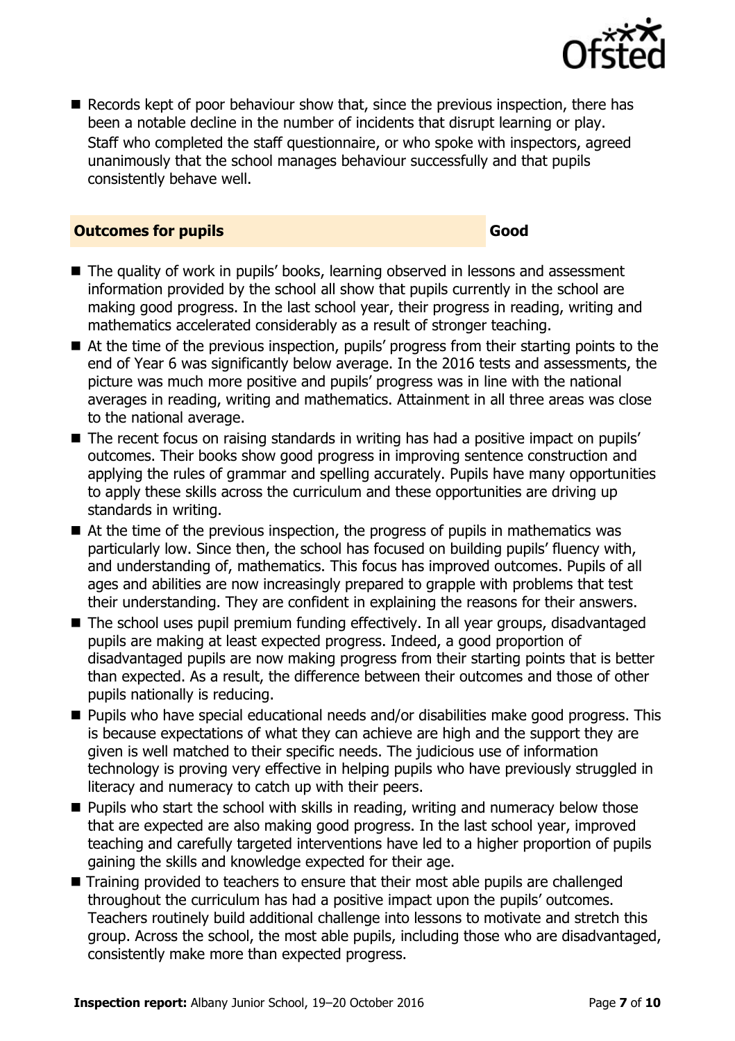- Records kept of poor behaviour show that, since the previous inspection, there has been a notable decline in the number of incidents that disrupt learning or play. Staff who completed the staff questionnaire, or who spoke with inspectors, agreed unanimously that the school manages behaviour successfully and that pupils consistently behave well.

## Outcomes for pupils — Good

- The quality of work in pupils' books, learning observed in lessons and assessment information provided by the school all show that pupils currently in the school are making good progress. In the last school year, their progress in reading, writing and mathematics accelerated considerably as a result of stronger teaching.
- At the time of the previous inspection, pupils' progress from their starting points to the end of Year 6 was significantly below average. In the 2016 tests and assessments, the picture was much more positive and pupils' progress was in line with the national averages in reading, writing and mathematics. Attainment in all three areas was close to the national average.
- The recent focus on raising standards in writing has had a positive impact on pupils' outcomes. Their books show good progress in improving sentence construction and applying the rules of grammar and spelling accurately. Pupils have many opportunities to apply these skills across the curriculum and these opportunities are driving up standards in writing.
- At the time of the previous inspection, the progress of pupils in mathematics was particularly low. Since then, the school has focused on building pupils' fluency with, and understanding of, mathematics. This focus has improved outcomes. Pupils of all ages and abilities are now increasingly prepared to grapple with problems that test their understanding. They are confident in explaining the reasons for their answers.
- The school uses pupil premium funding effectively. In all year groups, disadvantaged pupils are making at least expected progress. Indeed, a good proportion of disadvantaged pupils are now making progress from their starting points that is better than expected. As a result, the difference between their outcomes and those of other pupils nationally is reducing.
- Pupils who have special educational needs and/or disabilities make good progress. This is because expectations of what they can achieve are high and the support they are given is well matched to their specific needs. The judicious use of information technology is proving very effective in helping pupils who have previously struggled in literacy and numeracy to catch up with their peers.
- Pupils who start the school with skills in reading, writing and numeracy below those that are expected are also making good progress. In the last school year, improved teaching and carefully targeted interventions have led to a higher proportion of pupils gaining the skills and knowledge expected for their age.
- Training provided to teachers to ensure that their most able pupils are challenged throughout the curriculum has had a positive impact upon the pupils' outcomes. Teachers routinely build additional challenge into lessons to motivate and stretch this group. Across the school, the most able pupils, including those who are disadvantaged, consistently make more than expected progress.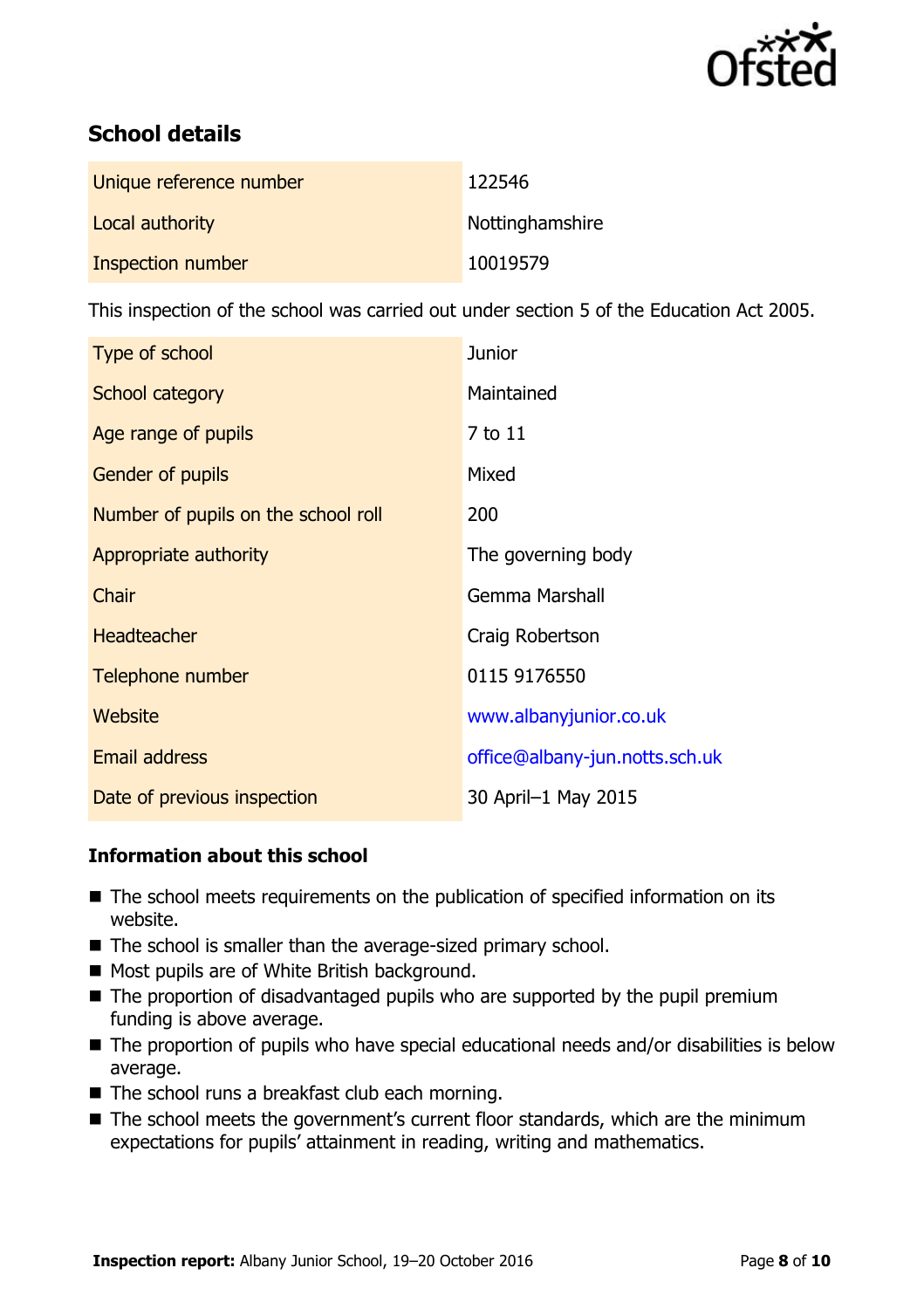## School details

| | |
|---|---|
| Unique reference number | 122546 |
| Local authority | Nottinghamshire |
| Inspection number | 10019579 |

This inspection of the school was carried out under section 5 of the Education Act 2005.

| | |
|---|---|
| Type of school | Junior |
| School category | Maintained |
| Age range of pupils | 7 to 11 |
| Gender of pupils | Mixed |
| Number of pupils on the school roll | 200 |
| Appropriate authority | The governing body |
| Chair | Gemma Marshall |
| Headteacher | Craig Robertson |
| Telephone number | 0115 9176550 |
| Website | www.albanyjunior.co.uk |
| Email address | office@albany-jun.notts.sch.uk |
| Date of previous inspection | 30 April–1 May 2015 |

### Information about this school

- The school meets requirements on the publication of specified information on its website.
- The school is smaller than the average-sized primary school.
- Most pupils are of White British background.
- The proportion of disadvantaged pupils who are supported by the pupil premium funding is above average.
- The proportion of pupils who have special educational needs and/or disabilities is below average.
- The school runs a breakfast club each morning.
- The school meets the government's current floor standards, which are the minimum expectations for pupils' attainment in reading, writing and mathematics.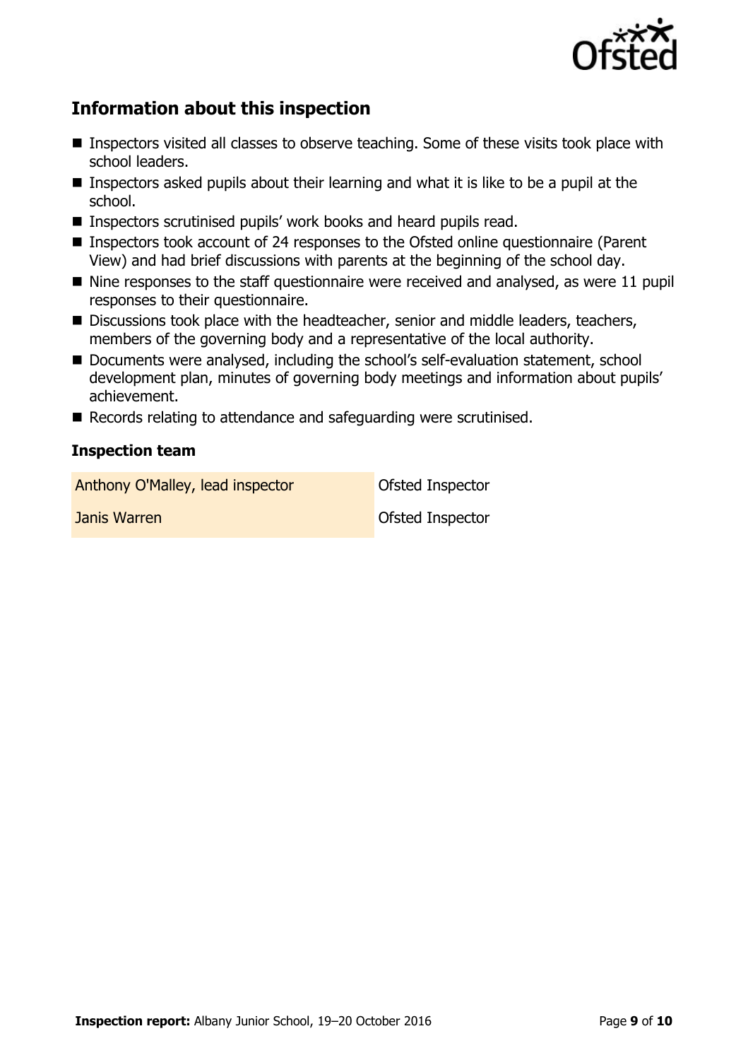## Information about this inspection

- Inspectors visited all classes to observe teaching. Some of these visits took place with school leaders.
- Inspectors asked pupils about their learning and what it is like to be a pupil at the school.
- Inspectors scrutinised pupils' work books and heard pupils read.
- Inspectors took account of 24 responses to the Ofsted online questionnaire (Parent View) and had brief discussions with parents at the beginning of the school day.
- Nine responses to the staff questionnaire were received and analysed, as were 11 pupil responses to their questionnaire.
- Discussions took place with the headteacher, senior and middle leaders, teachers, members of the governing body and a representative of the local authority.
- Documents were analysed, including the school's self-evaluation statement, school development plan, minutes of governing body meetings and information about pupils' achievement.
- Records relating to attendance and safeguarding were scrutinised.

### Inspection team

| | |
|---|---|
| Anthony O'Malley, lead inspector | Ofsted Inspector |
| Janis Warren | Ofsted Inspector |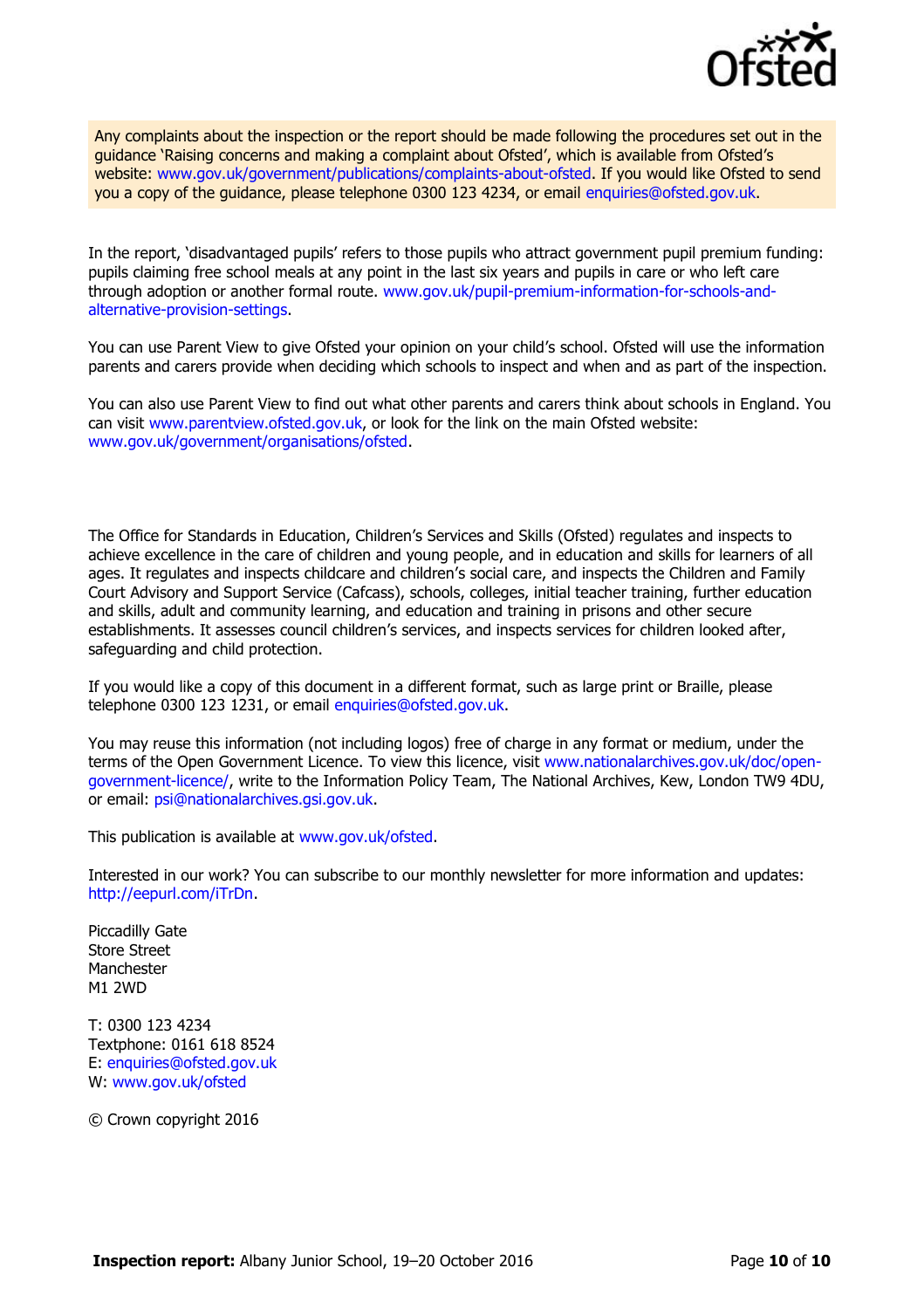Any complaints about the inspection or the report should be made following the procedures set out in the guidance 'Raising concerns and making a complaint about Ofsted', which is available from Ofsted's website: www.gov.uk/government/publications/complaints-about-ofsted. If you would like Ofsted to send you a copy of the guidance, please telephone 0300 123 4234, or email enquiries@ofsted.gov.uk.

In the report, 'disadvantaged pupils' refers to those pupils who attract government pupil premium funding: pupils claiming free school meals at any point in the last six years and pupils in care or who left care through adoption or another formal route. www.gov.uk/pupil-premium-information-for-schools-and-alternative-provision-settings.

You can use Parent View to give Ofsted your opinion on your child's school. Ofsted will use the information parents and carers provide when deciding which schools to inspect and when and as part of the inspection.

You can also use Parent View to find out what other parents and carers think about schools in England. You can visit www.parentview.ofsted.gov.uk, or look for the link on the main Ofsted website: www.gov.uk/government/organisations/ofsted.

The Office for Standards in Education, Children's Services and Skills (Ofsted) regulates and inspects to achieve excellence in the care of children and young people, and in education and skills for learners of all ages. It regulates and inspects childcare and children's social care, and inspects the Children and Family Court Advisory and Support Service (Cafcass), schools, colleges, initial teacher training, further education and skills, adult and community learning, and education and training in prisons and other secure establishments. It assesses council children's services, and inspects services for children looked after, safeguarding and child protection.

If you would like a copy of this document in a different format, such as large print or Braille, please telephone 0300 123 1231, or email enquiries@ofsted.gov.uk.

You may reuse this information (not including logos) free of charge in any format or medium, under the terms of the Open Government Licence. To view this licence, visit www.nationalarchives.gov.uk/doc/open-government-licence/, write to the Information Policy Team, The National Archives, Kew, London TW9 4DU, or email: psi@nationalarchives.gsi.gov.uk.

This publication is available at www.gov.uk/ofsted.

Interested in our work? You can subscribe to our monthly newsletter for more information and updates: http://eepurl.com/iTrDn.

Piccadilly Gate
Store Street
Manchester
M1 2WD

T: 0300 123 4234
Textphone: 0161 618 8524
E: enquiries@ofsted.gov.uk
W: www.gov.uk/ofsted

© Crown copyright 2016